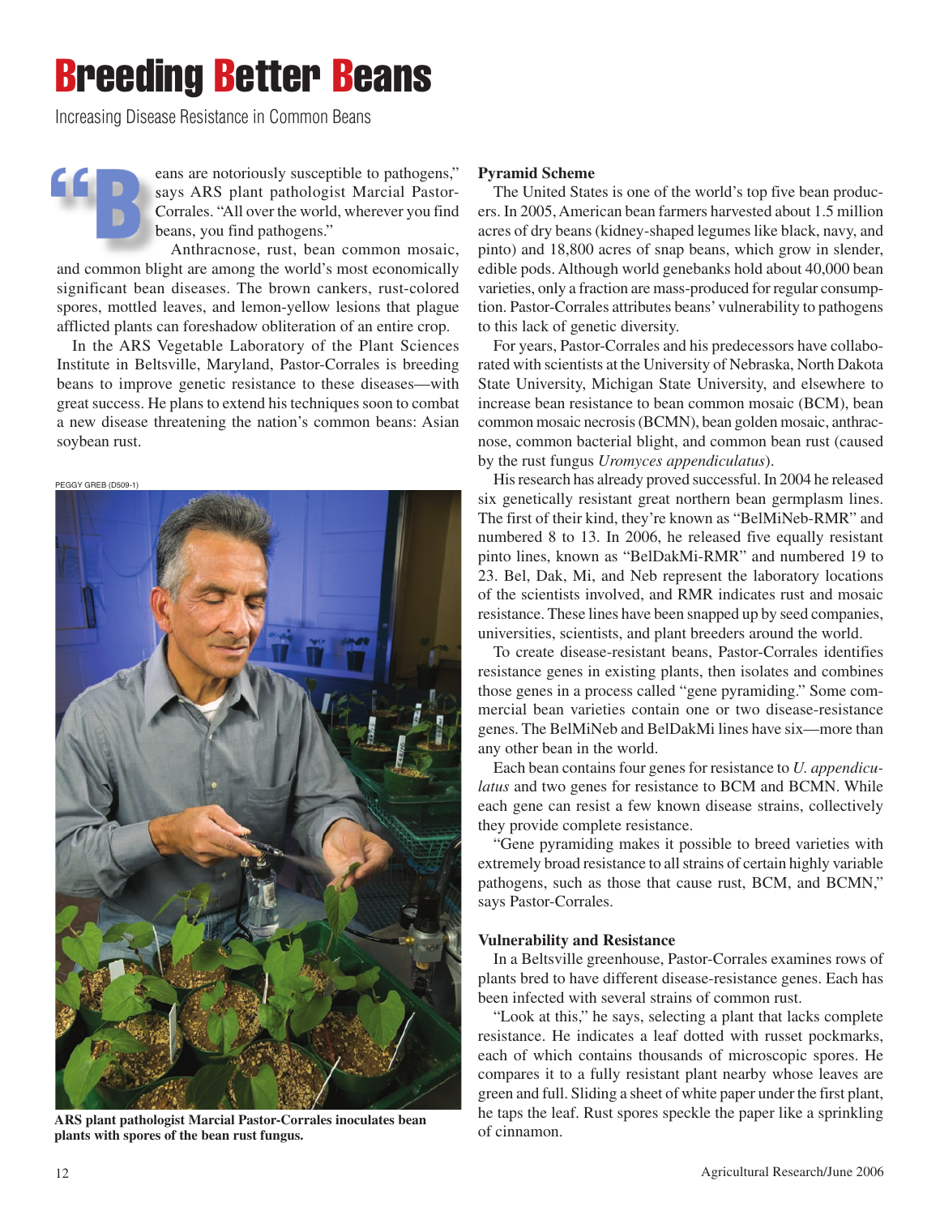// Photo credit omitted? The photo caption and credit: no image detected, but caption text should be included.

# Breeding Better Beans

Increasing Disease Resistance in Common Beans

"Beans are notoriously susceptible to pathogens," says ARS plant pathologist Marcial Pastor-Corrales. "All over the world, wherever you find beans, you find pathogens."

Anthracnose, rust, bean common mosaic, and common blight are among the world's most economically significant bean diseases. The brown cankers, rust-colored spores, mottled leaves, and lemon-yellow lesions that plague afflicted plants can foreshadow obliteration of an entire crop.

In the ARS Vegetable Laboratory of the Plant Sciences Institute in Beltsville, Maryland, Pastor-Corrales is breeding beans to improve genetic resistance to these diseases—with great success. He plans to extend his techniques soon to combat a new disease threatening the nation's common beans: Asian soybean rust.

PEGGY GREB (D509-1)

**ARS plant pathologist Marcial Pastor-Corrales inoculates bean plants with spores of the bean rust fungus.**

### Pyramid Scheme

The United States is one of the world's top five bean producers. In 2005, American bean farmers harvested about 1.5 million acres of dry beans (kidney-shaped legumes like black, navy, and pinto) and 18,800 acres of snap beans, which grow in slender, edible pods. Although world genebanks hold about 40,000 bean varieties, only a fraction are mass-produced for regular consumption. Pastor-Corrales attributes beans' vulnerability to pathogens to this lack of genetic diversity.

For years, Pastor-Corrales and his predecessors have collaborated with scientists at the University of Nebraska, North Dakota State University, Michigan State University, and elsewhere to increase bean resistance to bean common mosaic (BCM), bean common mosaic necrosis (BCMN), bean golden mosaic, anthracnose, common bacterial blight, and common bean rust (caused by the rust fungus *Uromyces appendiculatus*).

His research has already proved successful. In 2004 he released six genetically resistant great northern bean germplasm lines. The first of their kind, they're known as "BelMiNeb-RMR" and numbered 8 to 13. In 2006, he released five equally resistant pinto lines, known as "BelDakMi-RMR" and numbered 19 to 23. Bel, Dak, Mi, and Neb represent the laboratory locations of the scientists involved, and RMR indicates rust and mosaic resistance. These lines have been snapped up by seed companies, universities, scientists, and plant breeders around the world.

To create disease-resistant beans, Pastor-Corrales identifies resistance genes in existing plants, then isolates and combines those genes in a process called "gene pyramiding." Some commercial bean varieties contain one or two disease-resistance genes. The BelMiNeb and BelDakMi lines have six—more than any other bean in the world.

Each bean contains four genes for resistance to *U. appendiculatus* and two genes for resistance to BCM and BCMN. While each gene can resist a few known disease strains, collectively they provide complete resistance.

"Gene pyramiding makes it possible to breed varieties with extremely broad resistance to all strains of certain highly variable pathogens, such as those that cause rust, BCM, and BCMN," says Pastor-Corrales.

### Vulnerability and Resistance

In a Beltsville greenhouse, Pastor-Corrales examines rows of plants bred to have different disease-resistance genes. Each has been infected with several strains of common rust.

"Look at this," he says, selecting a plant that lacks complete resistance. He indicates a leaf dotted with russet pockmarks, each of which contains thousands of microscopic spores. He compares it to a fully resistant plant nearby whose leaves are green and full. Sliding a sheet of white paper under the first plant, he taps the leaf. Rust spores speckle the paper like a sprinkling of cinnamon.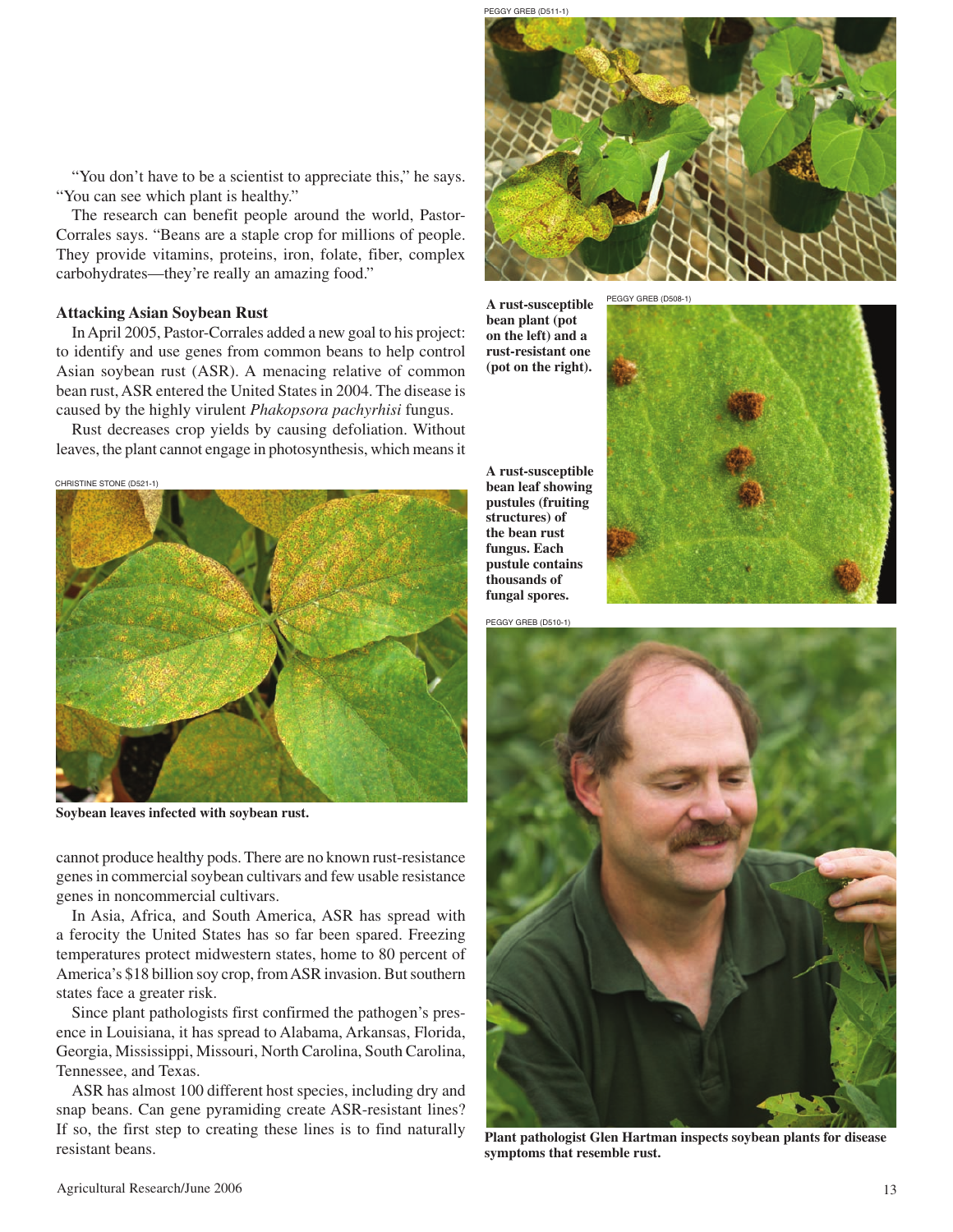"You don't have to be a scientist to appreciate this," he says. "You can see which plant is healthy."

The research can benefit people around the world, Pastor-Corrales says. "Beans are a staple crop for millions of people. They provide vitamins, proteins, iron, folate, fiber, complex carbohydrates—they're really an amazing food."

### Attacking Asian Soybean Rust

In April 2005, Pastor-Corrales added a new goal to his project: to identify and use genes from common beans to help control Asian soybean rust (ASR). A menacing relative of common bean rust, ASR entered the United States in 2004. The disease is caused by the highly virulent *Phakopsora pachyrhisi* fungus.

Rust decreases crop yields by causing defoliation. Without leaves, the plant cannot engage in photosynthesis, which means it cannot produce healthy pods. There are no known rust-resistance genes in commercial soybean cultivars and few usable resistance genes in noncommercial cultivars.

In Asia, Africa, and South America, ASR has spread with a ferocity the United States has so far been spared. Freezing temperatures protect midwestern states, home to 80 percent of America's $18 billion soy crop, from ASR invasion. But southern states face a greater risk.

Since plant pathologists first confirmed the pathogen's presence in Louisiana, it has spread to Alabama, Arkansas, Florida, Georgia, Mississippi, Missouri, North Carolina, South Carolina, Tennessee, and Texas.

ASR has almost 100 different host species, including dry and snap beans. Can gene pyramiding create ASR-resistant lines? If so, the first step to creating these lines is to find naturally resistant beans.

CHRISTINE STONE (D521-1)

**Soybean leaves infected with soybean rust.**

PEGGY GREB (D511-1)

**A rust-susceptible bean plant (pot on the left) and a rust-resistant one (pot on the right).**

PEGGY GREB (D508-1)

**A rust-susceptible bean leaf showing pustules (fruiting structures) of the bean rust fungus. Each pustule contains thousands of fungal spores.**

PEGGY GREB (D510-1)

**Plant pathologist Glen Hartman inspects soybean plants for disease symptoms that resemble rust.**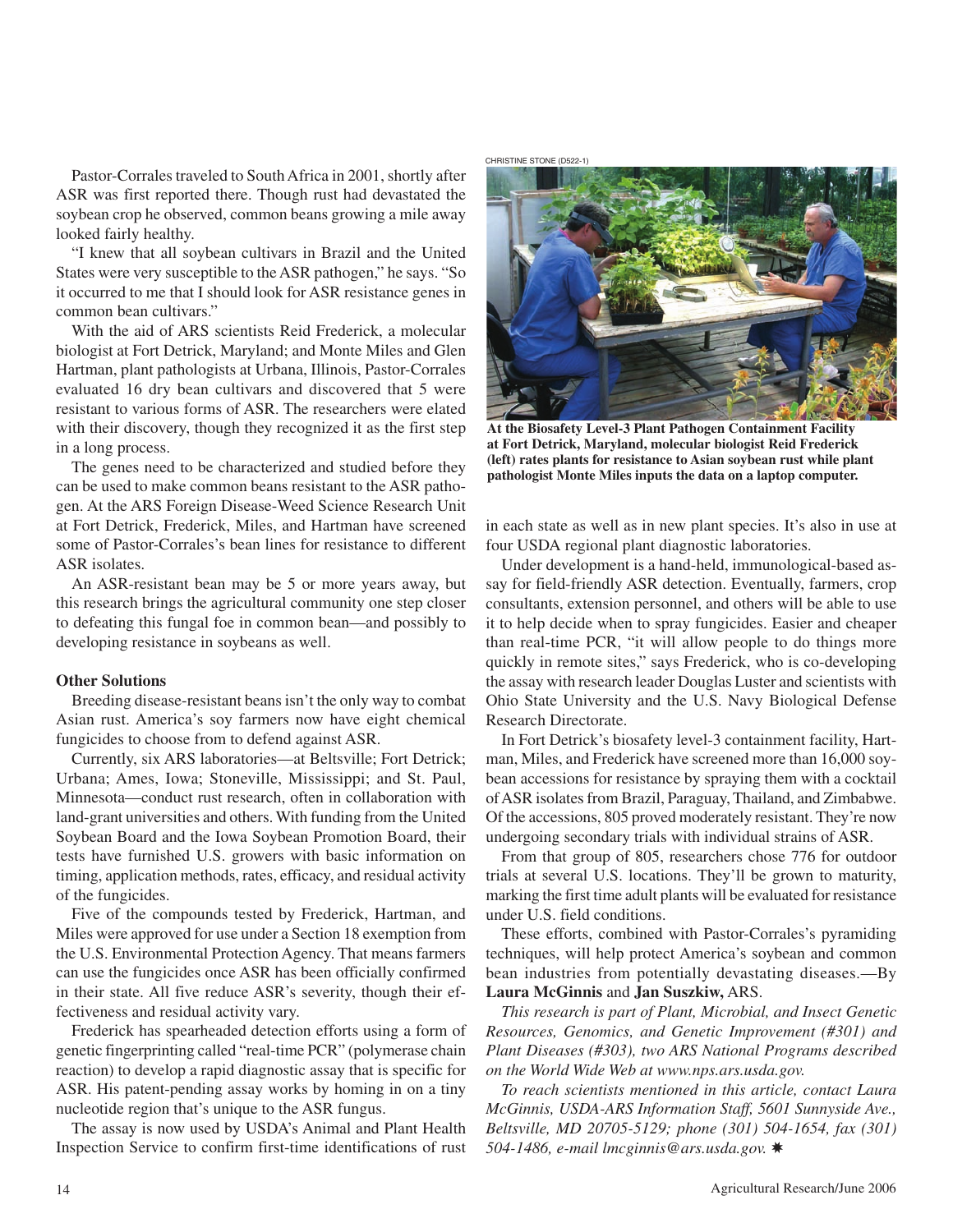Pastor-Corrales traveled to South Africa in 2001, shortly after ASR was first reported there. Though rust had devastated the soybean crop he observed, common beans growing a mile away looked fairly healthy.

"I knew that all soybean cultivars in Brazil and the United States were very susceptible to the ASR pathogen," he says. "So it occurred to me that I should look for ASR resistance genes in common bean cultivars."

With the aid of ARS scientists Reid Frederick, a molecular biologist at Fort Detrick, Maryland; and Monte Miles and Glen Hartman, plant pathologists at Urbana, Illinois, Pastor-Corrales evaluated 16 dry bean cultivars and discovered that 5 were resistant to various forms of ASR. The researchers were elated with their discovery, though they recognized it as the first step in a long process.

The genes need to be characterized and studied before they can be used to make common beans resistant to the ASR pathogen. At the ARS Foreign Disease-Weed Science Research Unit at Fort Detrick, Frederick, Miles, and Hartman have screened some of Pastor-Corrales's bean lines for resistance to different ASR isolates.

An ASR-resistant bean may be 5 or more years away, but this research brings the agricultural community one step closer to defeating this fungal foe in common bean—and possibly to developing resistance in soybeans as well.

### Other Solutions

Breeding disease-resistant beans isn't the only way to combat Asian rust. America's soy farmers now have eight chemical fungicides to choose from to defend against ASR.

Currently, six ARS laboratories—at Beltsville; Fort Detrick; Urbana; Ames, Iowa; Stoneville, Mississippi; and St. Paul, Minnesota—conduct rust research, often in collaboration with land-grant universities and others. With funding from the United Soybean Board and the Iowa Soybean Promotion Board, their tests have furnished U.S. growers with basic information on timing, application methods, rates, efficacy, and residual activity of the fungicides.

Five of the compounds tested by Frederick, Hartman, and Miles were approved for use under a Section 18 exemption from the U.S. Environmental Protection Agency. That means farmers can use the fungicides once ASR has been officially confirmed in their state. All five reduce ASR's severity, though their effectiveness and residual activity vary.

Frederick has spearheaded detection efforts using a form of genetic fingerprinting called "real-time PCR" (polymerase chain reaction) to develop a rapid diagnostic assay that is specific for ASR. His patent-pending assay works by homing in on a tiny nucleotide region that's unique to the ASR fungus.

The assay is now used by USDA's Animal and Plant Health Inspection Service to confirm first-time identifications of rust in each state as well as in new plant species. It's also in use at four USDA regional plant diagnostic laboratories.

CHRISTINE STONE (D522-1)

**At the Biosafety Level-3 Plant Pathogen Containment Facility at Fort Detrick, Maryland, molecular biologist Reid Frederick (left) rates plants for resistance to Asian soybean rust while plant pathologist Monte Miles inputs the data on a laptop computer.**

Under development is a hand-held, immunological-based assay for field-friendly ASR detection. Eventually, farmers, crop consultants, extension personnel, and others will be able to use it to help decide when to spray fungicides. Easier and cheaper than real-time PCR, "it will allow people to do things more quickly in remote sites," says Frederick, who is co-developing the assay with research leader Douglas Luster and scientists with Ohio State University and the U.S. Navy Biological Defense Research Directorate.

In Fort Detrick's biosafety level-3 containment facility, Hartman, Miles, and Frederick have screened more than 16,000 soybean accessions for resistance by spraying them with a cocktail of ASR isolates from Brazil, Paraguay, Thailand, and Zimbabwe. Of the accessions, 805 proved moderately resistant. They're now undergoing secondary trials with individual strains of ASR.

From that group of 805, researchers chose 776 for outdoor trials at several U.S. locations. They'll be grown to maturity, marking the first time adult plants will be evaluated for resistance under U.S. field conditions.

These efforts, combined with Pastor-Corrales's pyramiding techniques, will help protect America's soybean and common bean industries from potentially devastating diseases.—By **Laura McGinnis** and **Jan Suszkiw,** ARS.

*This research is part of Plant, Microbial, and Insect Genetic Resources, Genomics, and Genetic Improvement (#301) and Plant Diseases (#303), two ARS National Programs described on the World Wide Web at www.nps.ars.usda.gov.*

*To reach scientists mentioned in this article, contact Laura McGinnis, USDA-ARS Information Staff, 5601 Sunnyside Ave., Beltsville, MD 20705-5129; phone (301) 504-1654, fax (301) 504-1486, e-mail lmcginnis@ars.usda.gov.* ✷